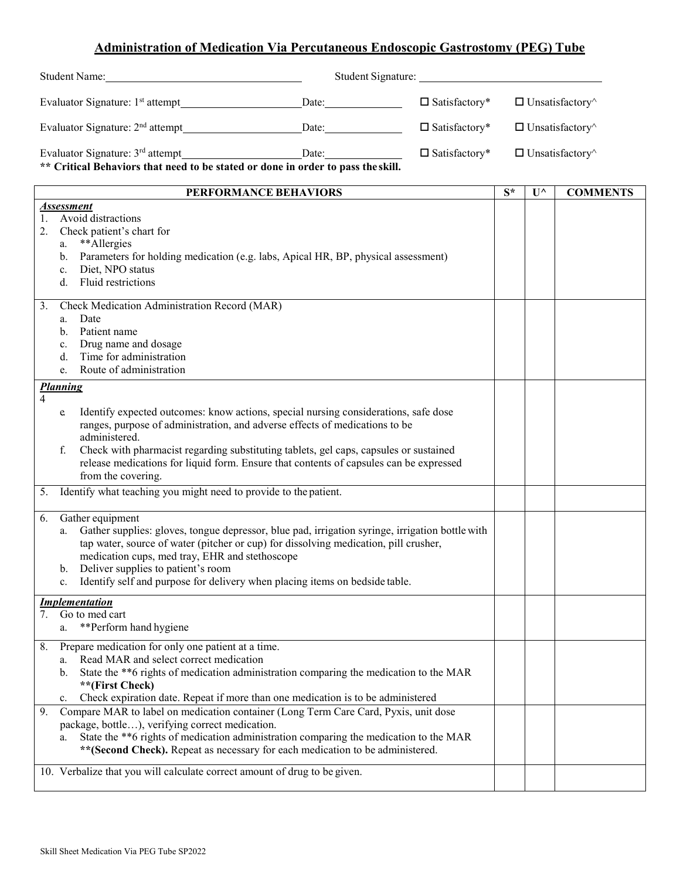# Administration of Medication Via Percutaneous Endoscopic Gastrostomy (PEG) Tube

Student Name: \_\_\_\_\_\_\_\_\_\_\_\_\_\_\_\_\_\_\_\_ Student Signature: \_\_\_\_\_\_\_\_\_\_\_\_\_\_\_\_\_\_\_\_

Evaluator Signature: 1st attempt \_\_\_\_\_\_\_\_\_\_\_\_\_\_\_\_\_\_\_\_ Date: \_\_\_\_\_\_\_\_\_\_ ☐ Satisfactory* ☐ Unsatisfactory^

Evaluator Signature: 2nd attempt \_\_\_\_\_\_\_\_\_\_\_\_\_\_\_\_\_\_\_\_ Date: \_\_\_\_\_\_\_\_\_\_ ☐ Satisfactory* ☐ Unsatisfactory^

Evaluator Signature: 3rd attempt \_\_\_\_\_\_\_\_\_\_\_\_\_\_\_\_\_\_\_\_ Date: \_\_\_\_\_\_\_\_\_\_ ☐ Satisfactory* ☐ Unsatisfactory^

**\*\* Critical Behaviors that need to be stated or done in order to pass the skill.**

| PERFORMANCE BEHAVIORS | S* | U^ | COMMENTS |
|---|---|---|---|
| ***Assessment***<br>1. Avoid distractions<br>2. Check patient's chart for<br>a. **Allergies<br>b. Parameters for holding medication (e.g. labs, Apical HR, BP, physical assessment)<br>c. Diet, NPO status<br>d. Fluid restrictions | | | |
| 3. Check Medication Administration Record (MAR)<br>a. Date<br>b. Patient name<br>c. Drug name and dosage<br>d. Time for administration<br>e. Route of administration | | | |
| ***Planning***<br>4<br>e. Identify expected outcomes: know actions, special nursing considerations, safe dose ranges, purpose of administration, and adverse effects of medications to be administered.<br>f. Check with pharmacist regarding substituting tablets, gel caps, capsules or sustained release medications for liquid form. Ensure that contents of capsules can be expressed from the covering. | | | |
| 5. Identify what teaching you might need to provide to the patient. | | | |
| 6. Gather equipment<br>a. Gather supplies: gloves, tongue depressor, blue pad, irrigation syringe, irrigation bottle with tap water, source of water (pitcher or cup) for dissolving medication, pill crusher, medication cups, med tray, EHR and stethoscope<br>b. Deliver supplies to patient's room<br>c. Identify self and purpose for delivery when placing items on bedside table. | | | |
| ***Implementation***<br>7. Go to med cart<br>a. **Perform hand hygiene | | | |
| 8. Prepare medication for only one patient at a time.<br>a. Read MAR and select correct medication<br>b. State the **6 rights of medication administration comparing the medication to the MAR **(First Check)**<br>c. Check expiration date. Repeat if more than one medication is to be administered | | | |
| 9. Compare MAR to label on medication container (Long Term Care Card, Pyxis, unit dose package, bottle…), verifying correct medication.<br>a. State the **6 rights of medication administration comparing the medication to the MAR **(Second Check).** Repeat as necessary for each medication to be administered. | | | |
| 10. Verbalize that you will calculate correct amount of drug to be given. | | | |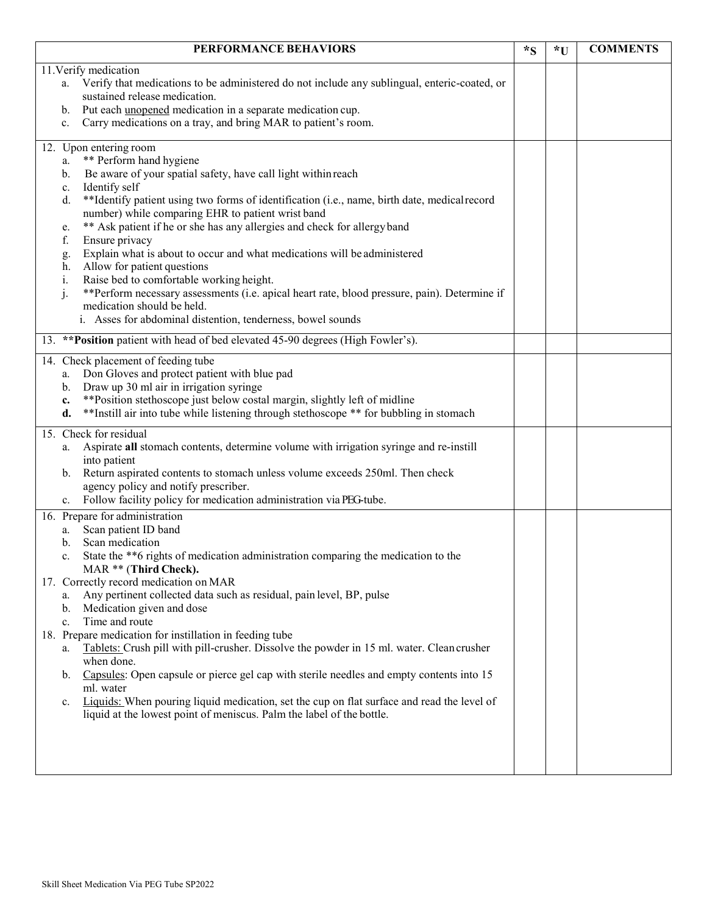| PERFORMANCE BEHAVIORS | *S | *U | COMMENTS |
|---|---|---|---|
| 11. Verify medication<br>a. Verify that medications to be administered do not include any sublingual, enteric-coated, or sustained release medication.<br>b. Put each <u>unopened</u> medication in a separate medication cup.<br>c. Carry medications on a tray, and bring MAR to patient's room. | | | |
| 12. Upon entering room<br>a. ** Perform hand hygiene<br>b. Be aware of your spatial safety, have call light within reach<br>c. Identify self<br>d. **Identify patient using two forms of identification (i.e., name, birth date, medical record number) while comparing EHR to patient wrist band<br>e. ** Ask patient if he or she has any allergies and check for allergy band<br>f. Ensure privacy<br>g. Explain what is about to occur and what medications will be administered<br>h. Allow for patient questions<br>i. Raise bed to comfortable working height.<br>j. **Perform necessary assessments (i.e. apical heart rate, blood pressure, pain). Determine if medication should be held.<br>i. Asses for abdominal distention, tenderness, bowel sounds | | | |
| 13. ****Position** patient with head of bed elevated 45-90 degrees (High Fowler's). | | | |
| 14. Check placement of feeding tube<br>a. Don Gloves and protect patient with blue pad<br>b. Draw up 30 ml air in irrigation syringe<br>**c.** **Position stethoscope just below costal margin, slightly left of midline<br>**d.** **Instill air into tube while listening through stethoscope ** for bubbling in stomach | | | |
| 15. Check for residual<br>a. Aspirate **all** stomach contents, determine volume with irrigation syringe and re-instill into patient<br>b. Return aspirated contents to stomach unless volume exceeds 250ml. Then check agency policy and notify prescriber.<br>c. Follow facility policy for medication administration via PEG-tube. | | | |
| 16. Prepare for administration<br>a. Scan patient ID band<br>b. Scan medication<br>c. State the **6 rights of medication administration comparing the medication to the MAR ** (**Third Check).**<br>17. Correctly record medication on MAR<br>a. Any pertinent collected data such as residual, pain level, BP, pulse<br>b. Medication given and dose<br>c. Time and route<br>18. Prepare medication for instillation in feeding tube<br>a. <u>Tablets:</u> Crush pill with pill-crusher. Dissolve the powder in 15 ml. water. Clean crusher when done.<br>b. <u>Capsules</u>: Open capsule or pierce gel cap with sterile needles and empty contents into 15 ml. water<br>c. <u>Liquids:</u> When pouring liquid medication, set the cup on flat surface and read the level of liquid at the lowest point of meniscus. Palm the label of the bottle. | | | |

Skill Sheet Medication Via PEG Tube SP2022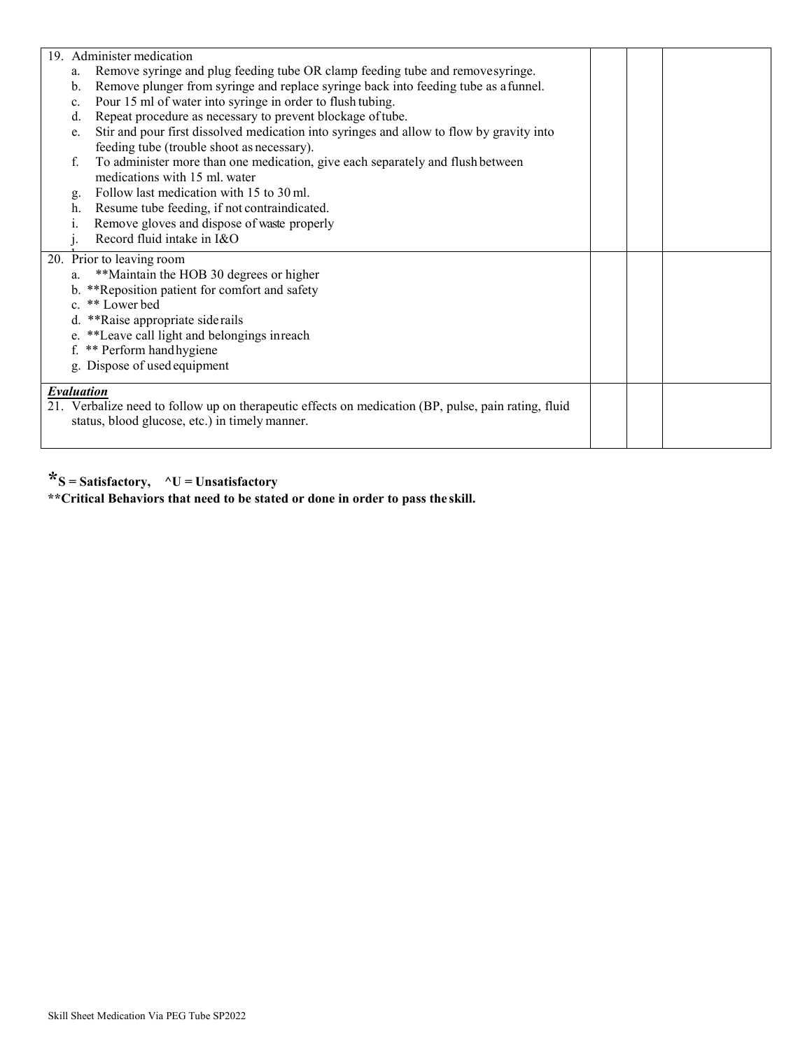| | | | |
|---|---|---|---|
| 19. Administer medication<br>a. Remove syringe and plug feeding tube OR clamp feeding tube and remove syringe.<br>b. Remove plunger from syringe and replace syringe back into feeding tube as a funnel.<br>c. Pour 15 ml of water into syringe in order to flush tubing.<br>d. Repeat procedure as necessary to prevent blockage of tube.<br>e. Stir and pour first dissolved medication into syringes and allow to flow by gravity into feeding tube (trouble shoot as necessary).<br>f. To administer more than one medication, give each separately and flush between medications with 15 ml. water<br>g. Follow last medication with 15 to 30 ml.<br>h. Resume tube feeding, if not contraindicated.<br>i. Remove gloves and dispose of waste properly<br>j. Record fluid intake in I&O | | | |
| 20. Prior to leaving room<br>a. **Maintain the HOB 30 degrees or higher<br>b. **Reposition patient for comfort and safety<br>c. ** Lower bed<br>d. **Raise appropriate side rails<br>e. **Leave call light and belongings in reach<br>f. ** Perform hand hygiene<br>g. Dispose of used equipment | | | |
| ***Evaluation***<br>21. Verbalize need to follow up on therapeutic effects on medication (BP, pulse, pain rating, fluid status, blood glucose, etc.) in timely manner. | | | |

***S = Satisfactory,   ^U = Unsatisfactory**

****Critical Behaviors that need to be stated or done in order to pass the skill.**

Skill Sheet Medication Via PEG Tube SP2022